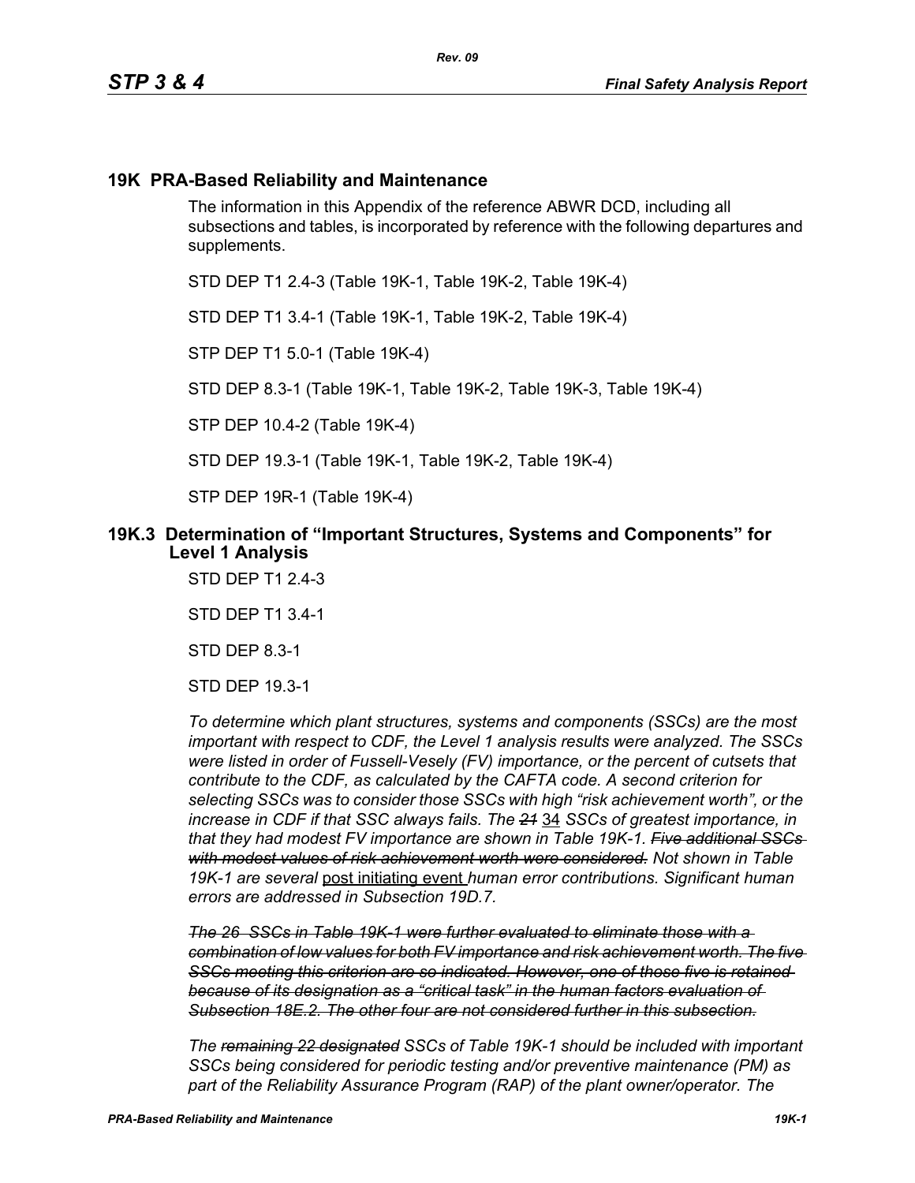# 19K PRA-Based Reliability and Maintenance

The information in this Appendix of the reference ABWR DCD, including all subsections and tables, is incorporated by reference with the following departures and supplements.

STD DEP T1 2.4-3 (Table 19K-1, Table 19K-2, Table 19K-4)

STD DEP T1 3.4-1 (Table 19K-1, Table 19K-2, Table 19K-4)

STP DEP T1 5.0-1 (Table 19K-4)

STD DEP 8.3-1 (Table 19K-1, Table 19K-2, Table 19K-3, Table 19K-4)

STP DEP 10.4-2 (Table 19K-4)

STD DEP 19.3-1 (Table 19K-1, Table 19K-2, Table 19K-4)

STP DEP 19R-1 (Table 19K-4)

## 19K.3 Determination of "Important Structures, Systems and Components" for Level 1 Analysis

STD DEP T1 2.4-3

STD DEP T1 3.4-1

STD DEP 8.3-1

STD DEP 19.3-1

*To determine which plant structures, systems and components (SSCs) are the most important with respect to CDF, the Level 1 analysis results were analyzed. The SSCs were listed in order of Fussell-Vesely (FV) importance, or the percent of cutsets that contribute to the CDF, as calculated by the CAFTA code. A second criterion for selecting SSCs was to consider those SSCs with high "risk achievement worth", or the increase in CDF if that SSC always fails. The ~~21~~ 34 SSCs of greatest importance, in that they had modest FV importance are shown in Table 19K-1. ~~Five additional SSCs with modest values of risk achievement worth were considered.~~ Not shown in Table 19K-1 are several* post initiating event *human error contributions. Significant human errors are addressed in Subsection 19D.7.*

*~~The 26 SSCs in Table 19K-1 were further evaluated to eliminate those with a combination of low values for both FV importance and risk achievement worth. The five SSCs meeting this criterion are so indicated. However, one of those five is retained because of its designation as a "critical task" in the human factors evaluation of Subsection 18E.2. The other four are not considered further in this subsection.~~*

*The ~~remaining 22 designated~~ SSCs of Table 19K-1 should be included with important SSCs being considered for periodic testing and/or preventive maintenance (PM) as part of the Reliability Assurance Program (RAP) of the plant owner/operator. The*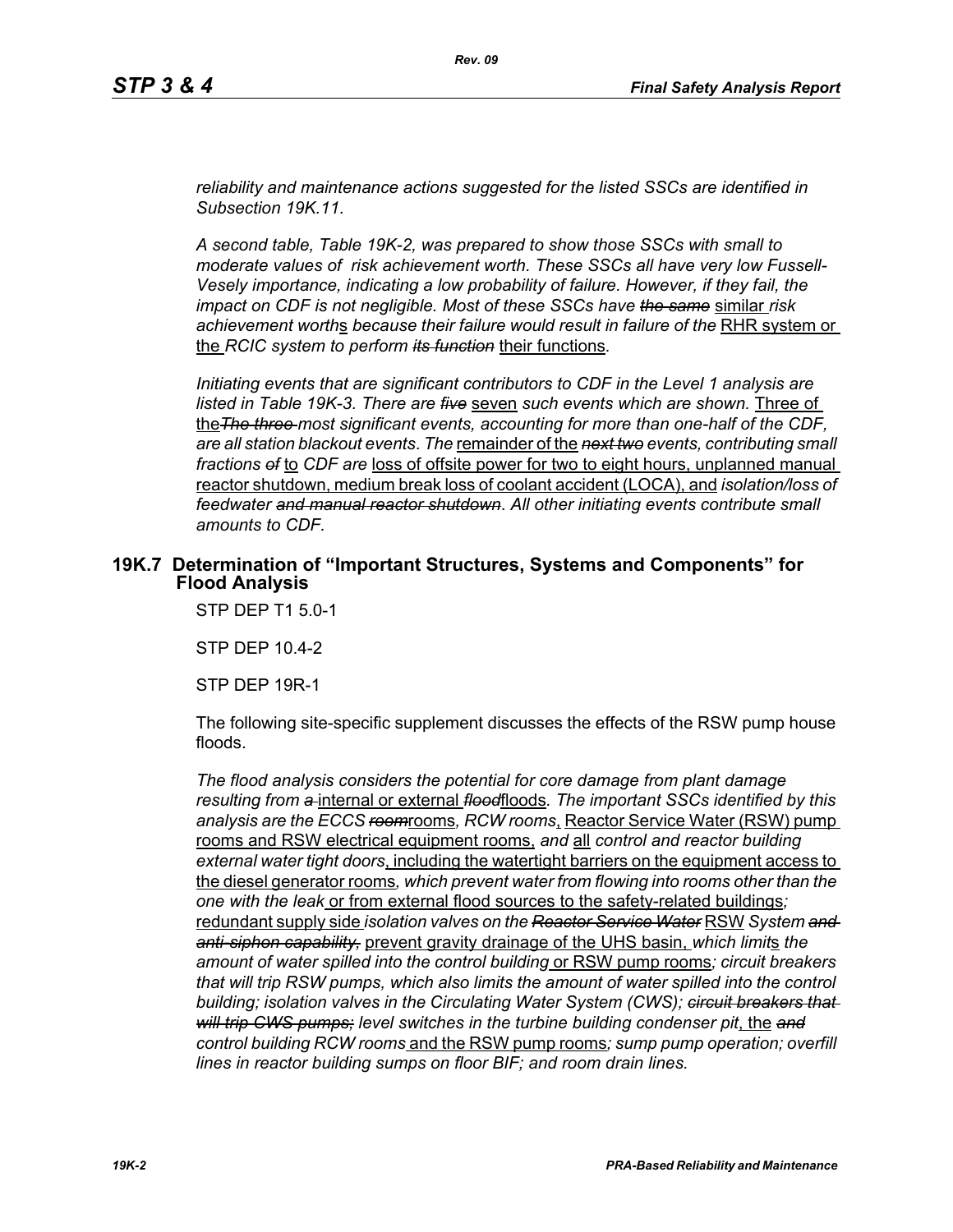*reliability and maintenance actions suggested for the listed SSCs are identified in Subsection 19K.11.*

*A second table, Table 19K-2, was prepared to show those SSCs with small to moderate values of risk achievement worth. These SSCs all have very low Fussell-Vesely importance, indicating a low probability of failure. However, if they fail, the impact on CDF is not negligible. Most of these SSCs have ~~the same~~* similar *risk achievement worth*s *because their failure would result in failure of the* RHR system or the *RCIC system to perform ~~its function~~* their functions.

*Initiating events that are significant contributors to CDF in the Level 1 analysis are listed in Table 19K-3. There are ~~five~~* seven *such events which are shown.* Three of the*~~The three~~ most significant events, accounting for more than one-half of the CDF, are all station blackout events. The* remainder of the *~~next two~~ events, contributing small fractions ~~of~~* to *CDF are* loss of offsite power for two to eight hours, unplanned manual reactor shutdown, medium break loss of coolant accident (LOCA), and *isolation/loss of feedwater ~~and manual reactor shutdown~~. All other initiating events contribute small amounts to CDF.*

## 19K.7 Determination of "Important Structures, Systems and Components" for Flood Analysis

STP DEP T1 5.0-1

STP DEP 10.4-2

STP DEP 19R-1

The following site-specific supplement discusses the effects of the RSW pump house floods.

*The flood analysis considers the potential for core damage from plant damage resulting from ~~a~~* internal or external *~~flood~~*floods*. The important SSCs identified by this analysis are the ECCS ~~room~~*rooms*, RCW rooms*, Reactor Service Water (RSW) pump rooms and RSW electrical equipment rooms, *and* all *control and reactor building external water tight doors*, including the watertight barriers on the equipment access to the diesel generator rooms*, which prevent water from flowing into rooms other than the one with the leak* or from external flood sources to the safety-related buildings*;* redundant supply side *isolation valves on the ~~Reactor Service Water~~* RSW *System ~~and anti-siphon capability,~~* prevent gravity drainage of the UHS basin, *which limit*s *the amount of water spilled into the control building* or RSW pump rooms*; circuit breakers that will trip RSW pumps, which also limits the amount of water spilled into the control building; isolation valves in the Circulating Water System (CWS); ~~circuit breakers that will trip CWS pumps;~~ level switches in the turbine building condenser pit*, the *~~and~~ control building RCW rooms* and the RSW pump rooms*; sump pump operation; overfill lines in reactor building sumps on floor BIF; and room drain lines.*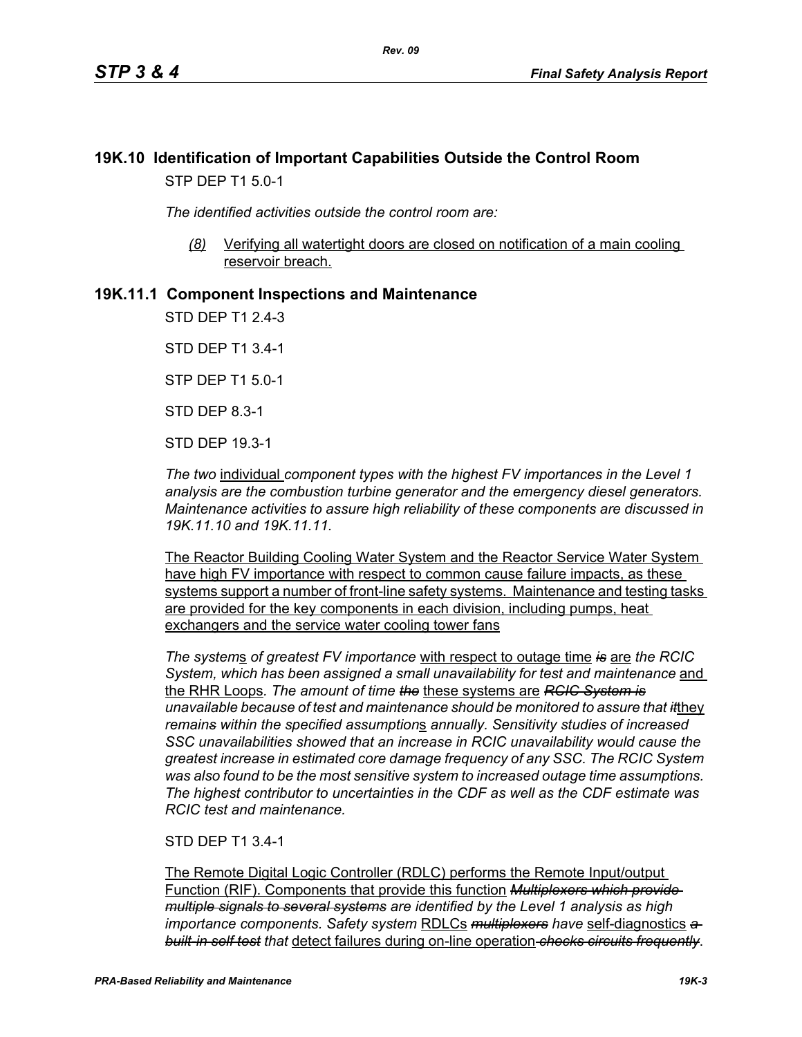## 19K.10 Identification of Important Capabilities Outside the Control Room

STP DEP T1 5.0-1

*The identified activities outside the control room are:*

*(8)* Verifying all watertight doors are closed on notification of a main cooling reservoir breach.

## 19K.11.1 Component Inspections and Maintenance

STD DEP T1 2.4-3

STD DEP T1 3.4-1

STP DEP T1 5.0-1

STD DEP 8.3-1

STD DEP 19.3-1

*The two* individual *component types with the highest FV importances in the Level 1 analysis are the combustion turbine generator and the emergency diesel generators. Maintenance activities to assure high reliability of these components are discussed in 19K.11.10 and 19K.11.11.*

The Reactor Building Cooling Water System and the Reactor Service Water System have high FV importance with respect to common cause failure impacts, as these systems support a number of front-line safety systems. Maintenance and testing tasks are provided for the key components in each division, including pumps, heat exchangers and the service water cooling tower fans

*The system*s *of greatest FV importance* with respect to outage time ~~*is*~~ are *the RCIC System, which has been assigned a small unavailability for test and maintenance* and the RHR Loops*. The amount of time* ~~*the*~~ these systems are ~~*RCIC System is*~~ *unavailable because of test and maintenance should be monitored to assure that* ~~*it*~~they *remain*~~*s*~~ *within the specified assumption*s *annually. Sensitivity studies of increased SSC unavailabilities showed that an increase in RCIC unavailability would cause the greatest increase in estimated core damage frequency of any SSC. The RCIC System was also found to be the most sensitive system to increased outage time assumptions. The highest contributor to uncertainties in the CDF as well as the CDF estimate was RCIC test and maintenance.*

STD DEP T1 3.4-1

The Remote Digital Logic Controller (RDLC) performs the Remote Input/output Function (RIF). Components that provide this function ~~*Multiplexers which provide multiple signals to several systems*~~ *are identified by the Level 1 analysis as high importance components. Safety system* RDLCs ~~*multiplexers*~~ *have* self-diagnostics ~~*a built-in self test*~~ *that* detect failures during on-line operation ~~*checks circuits frequently*~~.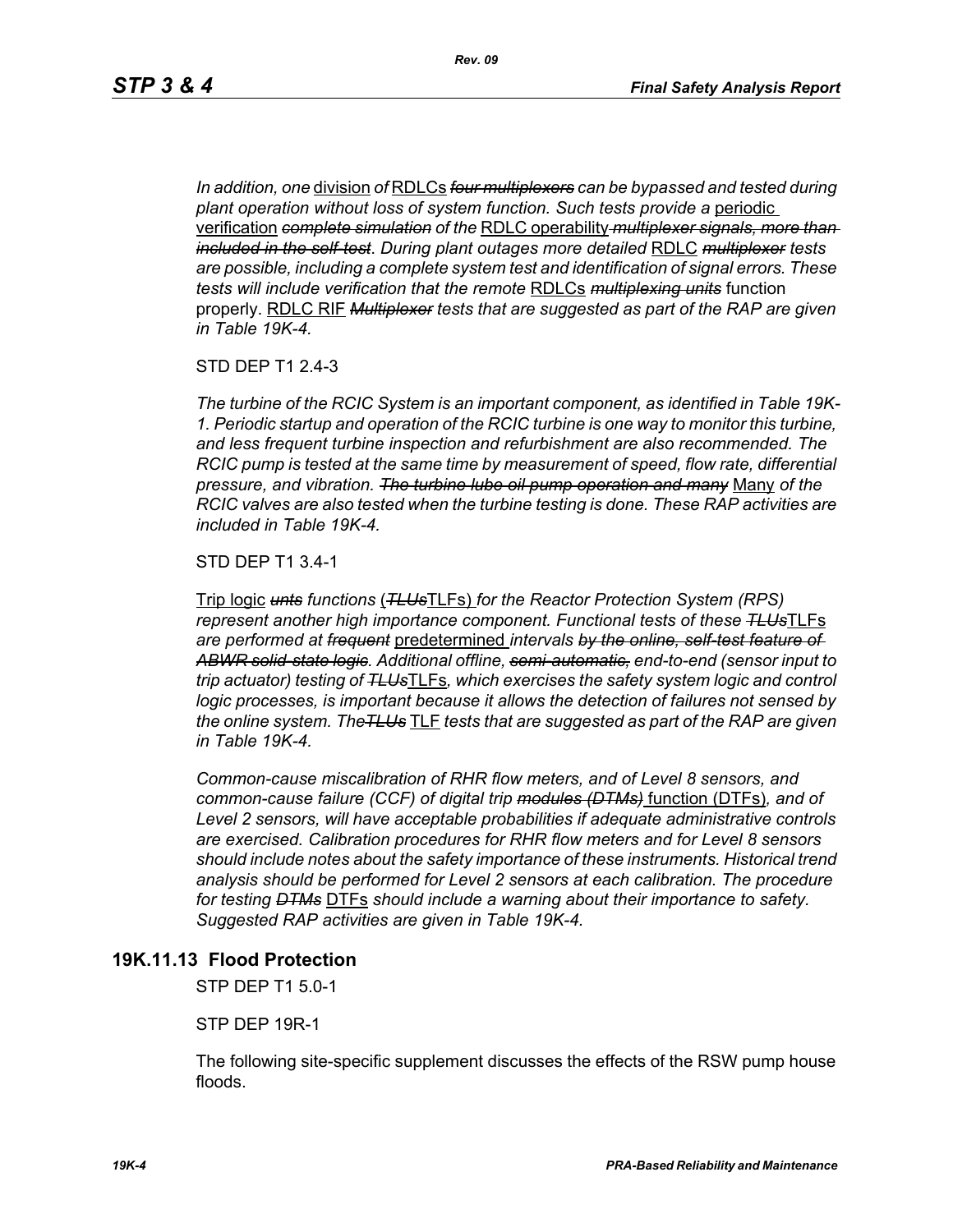*In addition, one* division *of* RDLCs ~~*four multiplexers*~~ *can be bypassed and tested during plant operation without loss of system function. Such tests provide a* periodic verification ~~*complete simulation*~~ *of the* RDLC operability ~~*multiplexer signals, more than included in the self-test*~~*. During plant outages more detailed* RDLC ~~*multiplexer*~~ *tests are possible, including a complete system test and identification of signal errors. These tests will include verification that the remote* RDLCs ~~*multiplexing units*~~ function properly. RDLC RIF ~~*Multiplexer*~~ *tests that are suggested as part of the RAP are given in Table 19K-4.*

STD DEP T1 2.4-3

*The turbine of the RCIC System is an important component, as identified in Table 19K-1. Periodic startup and operation of the RCIC turbine is one way to monitor this turbine, and less frequent turbine inspection and refurbishment are also recommended. The RCIC pump is tested at the same time by measurement of speed, flow rate, differential pressure, and vibration.* ~~*The turbine lube oil pump operation and many*~~ Many *of the RCIC valves are also tested when the turbine testing is done. These RAP activities are included in Table 19K-4.*

STD DEP T1 3.4-1

Trip logic ~~*unts*~~ *functions* (~~*TLUs*~~TLFs) *for the Reactor Protection System (RPS) represent another high importance component. Functional tests of these* ~~*TLUs*~~TLFs *are performed at* ~~*frequent*~~ predetermined *intervals* ~~*by the online, self-test feature of ABWR solid-state logic*~~*. Additional offline,* ~~*semi-automatic,*~~ *end-to-end (sensor input to trip actuator) testing of* ~~*TLUs*~~TLFs*, which exercises the safety system logic and control logic processes, is important because it allows the detection of failures not sensed by the online system. The*~~*TLUs*~~ TLF *tests that are suggested as part of the RAP are given in Table 19K-4.*

*Common-cause miscalibration of RHR flow meters, and of Level 8 sensors, and common-cause failure (CCF) of digital trip* ~~*modules (DTMs)*~~ function (DTFs)*, and of Level 2 sensors, will have acceptable probabilities if adequate administrative controls are exercised. Calibration procedures for RHR flow meters and for Level 8 sensors should include notes about the safety importance of these instruments. Historical trend analysis should be performed for Level 2 sensors at each calibration. The procedure for testing* ~~*DTMs*~~ DTFs *should include a warning about their importance to safety. Suggested RAP activities are given in Table 19K-4.*

## 19K.11.13 Flood Protection

STP DEP T1 5.0-1

STP DEP 19R-1

The following site-specific supplement discusses the effects of the RSW pump house floods.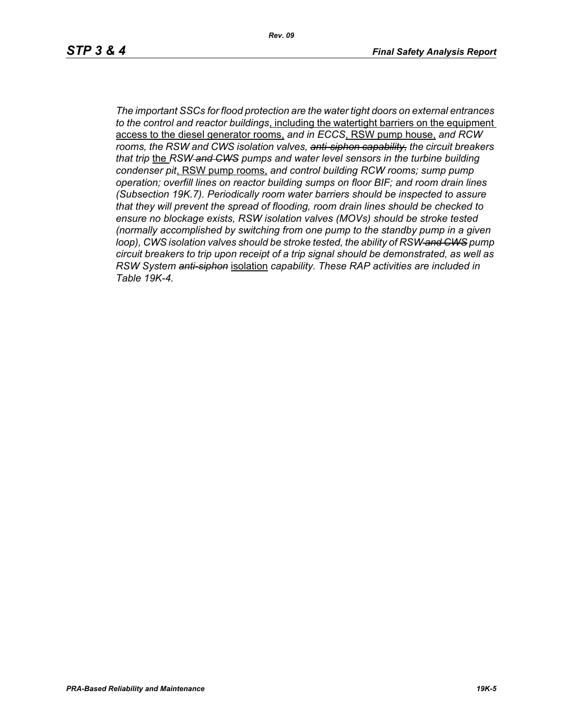*The important SSCs for flood protection are the water tight doors on external entrances to the control and reactor buildings*<u>, including the watertight barriers on the equipment access to the diesel generator rooms,</u> *and in ECCS*<u>, RSW pump house,</u> *and RCW rooms, the RSW and CWS isolation valves,* ~~*anti-siphon capability,*~~ *the circuit breakers that trip* <u>the</u> *RSW* ~~*and CWS*~~ *pumps and water level sensors in the turbine building condenser pit*<u>, RSW pump rooms,</u> *and control building RCW rooms; sump pump operation; overfill lines on reactor building sumps on floor BIF; and room drain lines (Subsection 19K.7). Periodically room water barriers should be inspected to assure that they will prevent the spread of flooding, room drain lines should be checked to ensure no blockage exists, RSW isolation valves (MOVs) should be stroke tested (normally accomplished by switching from one pump to the standby pump in a given loop), CWS isolation valves should be stroke tested, the ability of RSW* ~~*and CWS*~~ *pump circuit breakers to trip upon receipt of a trip signal should be demonstrated, as well as RSW System* ~~*anti-siphon*~~ <u>isolation</u> *capability. These RAP activities are included in Table 19K-4.*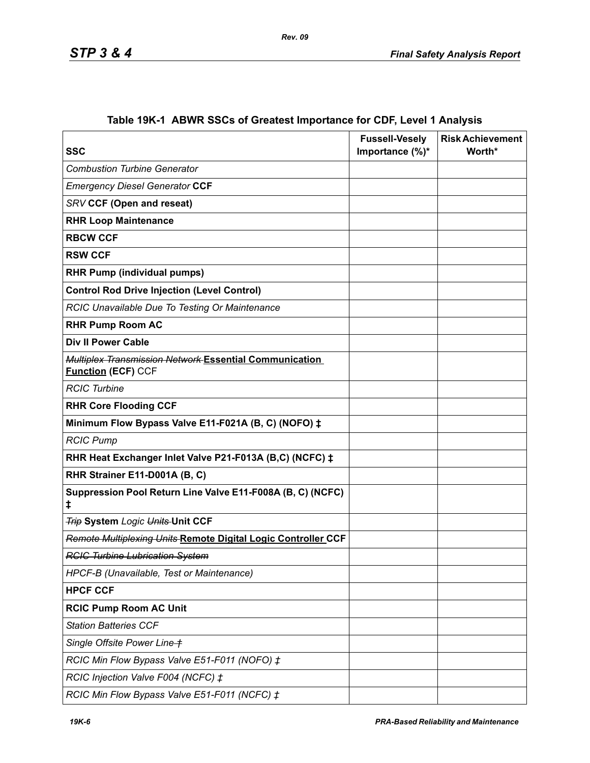**Table 19K-1 ABWR SSCs of Greatest Importance for CDF, Level 1 Analysis**

| SSC | Fussell-Vesely Importance (%)* | Risk Achievement Worth* |
|---|---|---|
| *Combustion Turbine Generator* | | |
| *Emergency Diesel Generator* **CCF** | | |
| *SRV* **CCF (Open and reseat)** | | |
| **RHR Loop Maintenance** | | |
| **RBCW CCF** | | |
| **RSW CCF** | | |
| **RHR Pump (individual pumps)** | | |
| **Control Rod Drive Injection (Level Control)** | | |
| *RCIC Unavailable Due To Testing Or Maintenance* | | |
| **RHR Pump Room AC** | | |
| **Div II Power Cable** | | |
| ~~*Multiplex Transmission Network*~~ **Essential Communication Function (ECF)** CCF | | |
| *RCIC Turbine* | | |
| **RHR Core Flooding CCF** | | |
| **Minimum Flow Bypass Valve E11-F021A (B, C) (NOFO) ‡** | | |
| *RCIC Pump* | | |
| **RHR Heat Exchanger Inlet Valve P21-F013A (B,C) (NCFC) ‡** | | |
| **RHR Strainer E11-D001A (B, C)** | | |
| **Suppression Pool Return Line Valve E11-F008A (B, C) (NCFC) ‡** | | |
| ~~*Trip*~~ **System** *Logic* ~~*Units*~~ **Unit CCF** | | |
| ~~*Remote Multiplexing Units*~~ **Remote Digital Logic Controller CCF** | | |
| ~~*RCIC Turbine Lubrication System*~~ | | |
| *HPCF-B (Unavailable, Test or Maintenance)* | | |
| **HPCF CCF** | | |
| **RCIC Pump Room AC Unit** | | |
| *Station Batteries CCF* | | |
| *Single Offsite Power Line* ~~*‡*~~ | | |
| *RCIC Min Flow Bypass Valve E51-F011 (NOFO) ‡* | | |
| *RCIC Injection Valve F004 (NCFC) ‡* | | |
| *RCIC Min Flow Bypass Valve E51-F011 (NCFC) ‡* | | |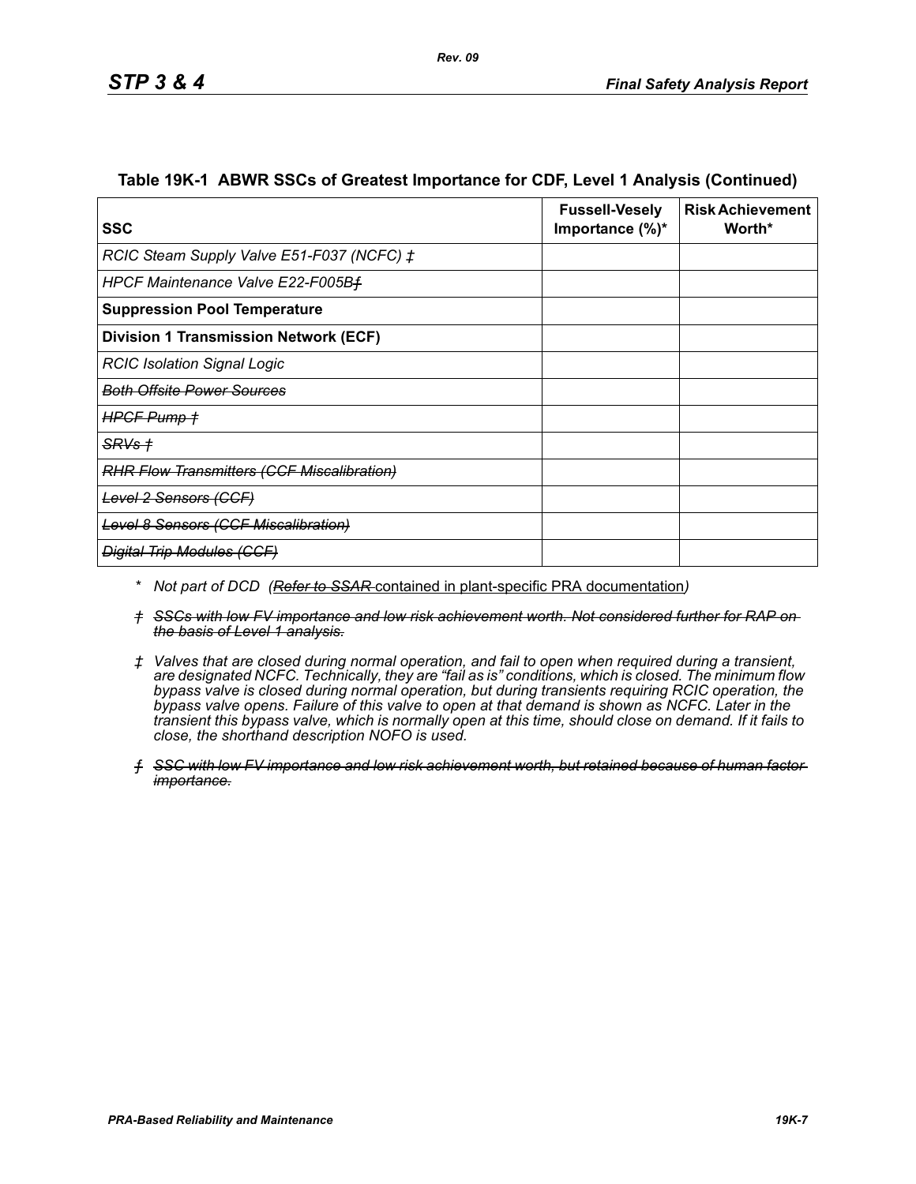**Table 19K-1 ABWR SSCs of Greatest Importance for CDF, Level 1 Analysis (Continued)**

| SSC | Fussell-Vesely Importance (%)* | Risk Achievement Worth* |
|---|---|---|
| *RCIC Steam Supply Valve E51-F037 (NCFC) ‡* | | |
| *HPCF Maintenance Valve E22-F005B~~ƒ~~* | | |
| **Suppression Pool Temperature** | | |
| **Division 1 Transmission Network (ECF)** | | |
| *RCIC Isolation Signal Logic* | | |
| ~~*Both Offsite Power Sources*~~ | | |
| ~~*HPCF Pump †*~~ | | |
| ~~*SRVs †*~~ | | |
| ~~*RHR Flow Transmitters (CCF Miscalibration)*~~ | | |
| ~~*Level 2 Sensors (CCF)*~~ | | |
| ~~*Level 8 Sensors (CCF Miscalibration)*~~ | | |
| ~~*Digital Trip Modules (CCF)*~~ | | |

\* *Not part of DCD (~~Refer to SSAR~~ contained in plant-specific PRA documentation)*

~~*† SSCs with low FV importance and low risk achievement worth. Not considered further for RAP on the basis of Level 1 analysis.*~~

*‡ Valves that are closed during normal operation, and fail to open when required during a transient, are designated NCFC. Technically, they are "fail as is" conditions, which is closed. The minimum flow bypass valve is closed during normal operation, but during transients requiring RCIC operation, the bypass valve opens. Failure of this valve to open at that demand is shown as NCFC. Later in the transient this bypass valve, which is normally open at this time, should close on demand. If it fails to close, the shorthand description NOFO is used.*

~~*ƒ SSC with low FV importance and low risk achievement worth, but retained because of human factor importance.*~~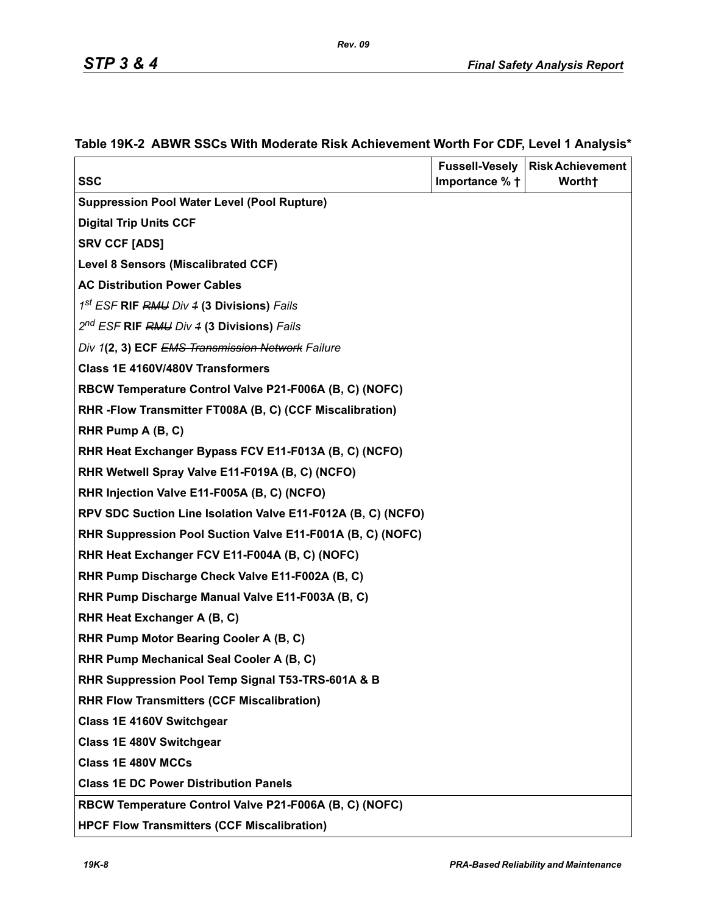## Table 19K-2 ABWR SSCs With Moderate Risk Achievement Worth For CDF, Level 1 Analysis*

| SSC | Fussell-Vesely Importance % † | Risk Achievement Worth† |
|---|---|---|
| **Suppression Pool Water Level (Pool Rupture)** | | |
| **Digital Trip Units CCF** | | |
| **SRV CCF [ADS]** | | |
| **Level 8 Sensors (Miscalibrated CCF)** | | |
| **AC Distribution Power Cables** | | |
| *1st ESF* **RIF** ~~*RMU*~~ *Div* ~~*1*~~ **(3 Divisions)** *Fails* | | |
| *2nd ESF* **RIF** ~~*RMU*~~ *Div* ~~*1*~~ **(3 Divisions)** *Fails* | | |
| *Div 1***(2, 3) ECF** ~~*EMS Transmission Network*~~ *Failure* | | |
| **Class 1E 4160V/480V Transformers** | | |
| **RBCW Temperature Control Valve P21-F006A (B, C) (NOFC)** | | |
| **RHR -Flow Transmitter FT008A (B, C) (CCF Miscalibration)** | | |
| **RHR Pump A (B, C)** | | |
| **RHR Heat Exchanger Bypass FCV E11-F013A (B, C) (NCFO)** | | |
| **RHR Wetwell Spray Valve E11-F019A (B, C) (NCFO)** | | |
| **RHR Injection Valve E11-F005A (B, C) (NCFO)** | | |
| **RPV SDC Suction Line Isolation Valve E11-F012A (B, C) (NCFO)** | | |
| **RHR Suppression Pool Suction Valve E11-F001A (B, C) (NOFC)** | | |
| **RHR Heat Exchanger FCV E11-F004A (B, C) (NOFC)** | | |
| **RHR Pump Discharge Check Valve E11-F002A (B, C)** | | |
| **RHR Pump Discharge Manual Valve E11-F003A (B, C)** | | |
| **RHR Heat Exchanger A (B, C)** | | |
| **RHR Pump Motor Bearing Cooler A (B, C)** | | |
| **RHR Pump Mechanical Seal Cooler A (B, C)** | | |
| **RHR Suppression Pool Temp Signal T53-TRS-601A & B** | | |
| **RHR Flow Transmitters (CCF Miscalibration)** | | |
| **Class 1E 4160V Switchgear** | | |
| **Class 1E 480V Switchgear** | | |
| **Class 1E 480V MCCs** | | |
| **Class 1E DC Power Distribution Panels** | | |
| **RBCW Temperature Control Valve P21-F006A (B, C) (NOFC)** | | |
| **HPCF Flow Transmitters (CCF Miscalibration)** | | |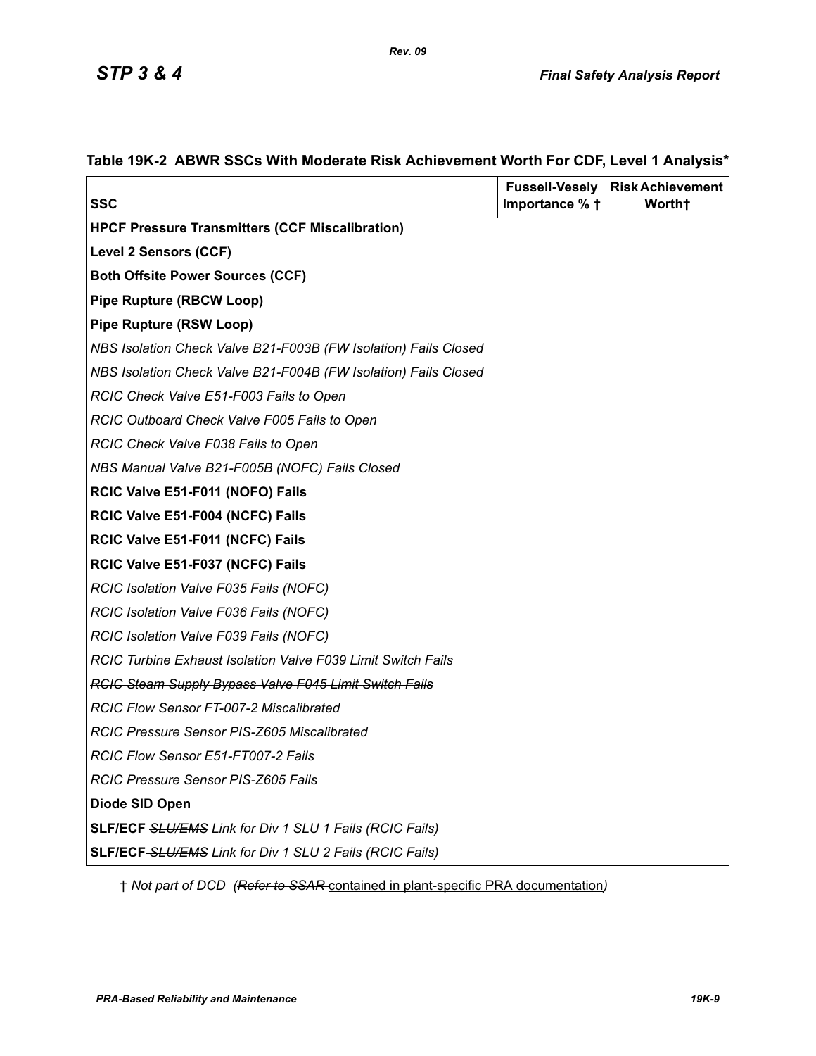## Table 19K-2 ABWR SSCs With Moderate Risk Achievement Worth For CDF, Level 1 Analysis*

| SSC | Fussell-Vesely Importance % † | Risk Achievement Worth† |
|---|---|---|
| **HPCF Pressure Transmitters (CCF Miscalibration)** | | |
| **Level 2 Sensors (CCF)** | | |
| **Both Offsite Power Sources (CCF)** | | |
| **Pipe Rupture (RBCW Loop)** | | |
| **Pipe Rupture (RSW Loop)** | | |
| *NBS Isolation Check Valve B21-F003B (FW Isolation) Fails Closed* | | |
| *NBS Isolation Check Valve B21-F004B (FW Isolation) Fails Closed* | | |
| *RCIC Check Valve E51-F003 Fails to Open* | | |
| *RCIC Outboard Check Valve F005 Fails to Open* | | |
| *RCIC Check Valve F038 Fails to Open* | | |
| *NBS Manual Valve B21-F005B (NOFC) Fails Closed* | | |
| **RCIC Valve E51-F011 (NOFO) Fails** | | |
| **RCIC Valve E51-F004 (NCFC) Fails** | | |
| **RCIC Valve E51-F011 (NCFC) Fails** | | |
| **RCIC Valve E51-F037 (NCFC) Fails** | | |
| *RCIC Isolation Valve F035 Fails (NOFC)* | | |
| *RCIC Isolation Valve F036 Fails (NOFC)* | | |
| *RCIC Isolation Valve F039 Fails (NOFC)* | | |
| *RCIC Turbine Exhaust Isolation Valve F039 Limit Switch Fails* | | |
| ~~*RCIC Steam Supply Bypass Valve F045 Limit Switch Fails*~~ | | |
| *RCIC Flow Sensor FT-007-2 Miscalibrated* | | |
| *RCIC Pressure Sensor PIS-Z605 Miscalibrated* | | |
| *RCIC Flow Sensor E51-FT007-2 Fails* | | |
| *RCIC Pressure Sensor PIS-Z605 Fails* | | |
| **Diode SID Open** | | |
| **SLF/ECF** ~~*SLU/EMS*~~ *Link for Div 1 SLU 1 Fails (RCIC Fails)* | | |
| **SLF/ECF** ~~*SLU/EMS*~~ *Link for Div 1 SLU 2 Fails (RCIC Fails)* | | |

† *Not part of DCD (~~Refer to SSAR~~ contained in plant-specific PRA documentation)*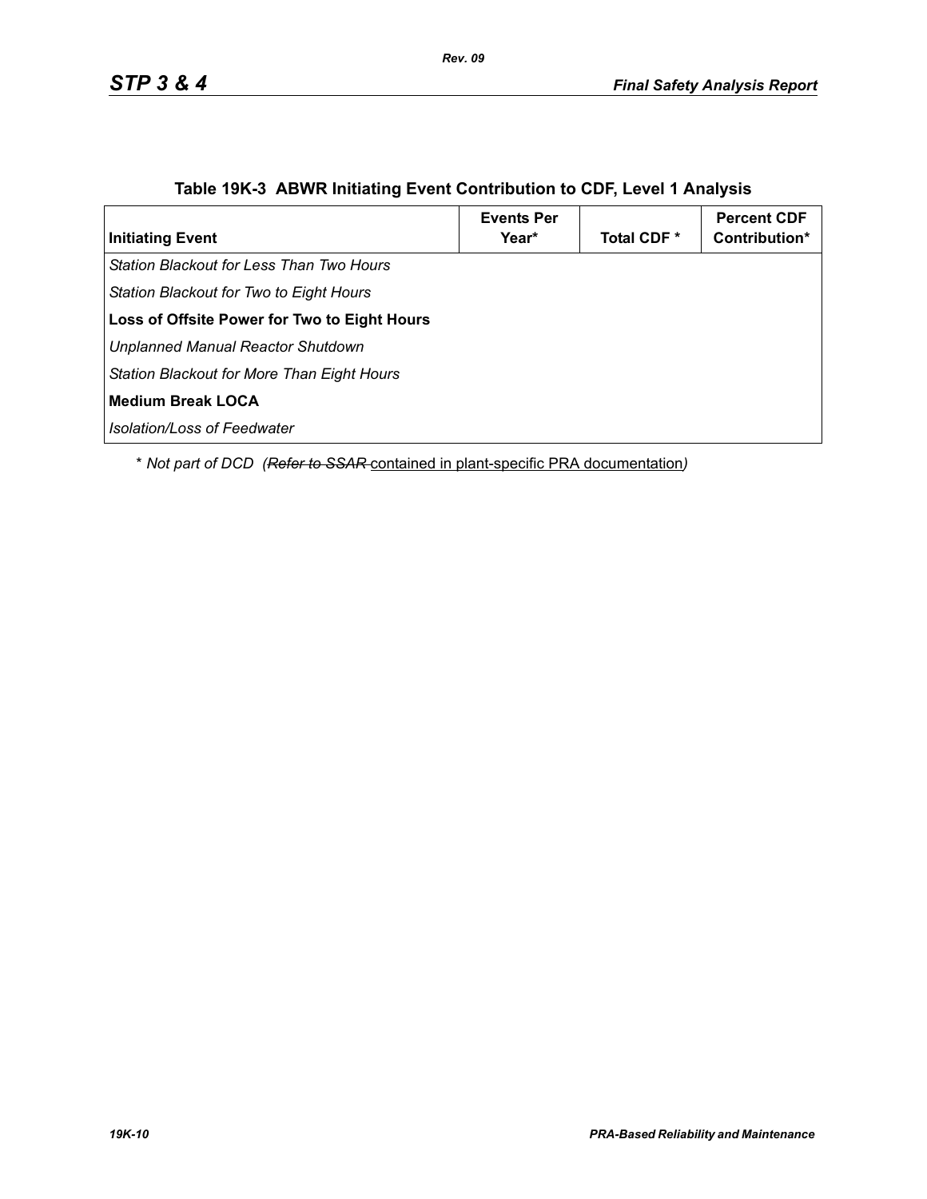**Table 19K-3 ABWR Initiating Event Contribution to CDF, Level 1 Analysis**

| Initiating Event | Events Per Year* | Total CDF * | Percent CDF Contribution* |
|---|---|---|---|
| *Station Blackout for Less Than Two Hours* | | | |
| *Station Blackout for Two to Eight Hours* | | | |
| **Loss of Offsite Power for Two to Eight Hours** | | | |
| *Unplanned Manual Reactor Shutdown* | | | |
| *Station Blackout for More Than Eight Hours* | | | |
| **Medium Break LOCA** | | | |
| *Isolation/Loss of Feedwater* | | | |

\* *Not part of DCD (~~Refer to SSAR~~ contained in plant-specific PRA documentation)*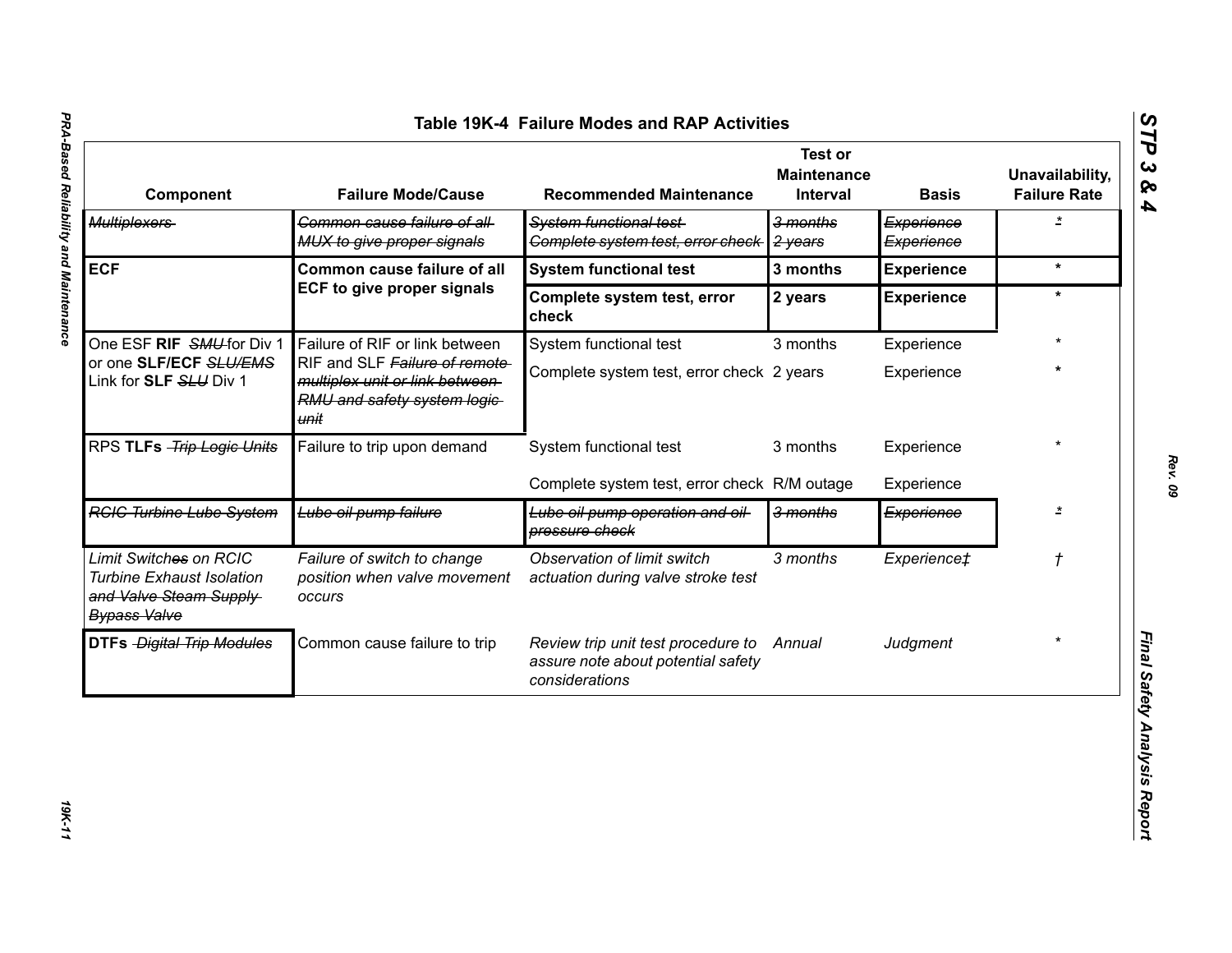# Table 19K-4 Failure Modes and RAP Activities

| Component | Failure Mode/Cause | Recommended Maintenance | Test or Maintenance Interval | Basis | Unavailability, Failure Rate |
|---|---|---|---|---|---|
| ~~Multiplexers~~ | ~~Common cause failure of all MUX to give proper signals~~ | ~~System functional test~~ ~~Complete system test, error check~~ | ~~3 months~~ ~~2 years~~ | ~~Experience~~ ~~Experience~~ | ~~*~~ |
| **ECF** | **Common cause failure of all ECF to give proper signals** | **System functional test** | **3 months** | **Experience** | * |
| | | **Complete system test, error check** | **2 years** | **Experience** | * |
| One ESF **RIF** ~~SMU~~ for Div 1 or one **SLF/ECF** ~~SLU/EMS~~ Link for **SLF** ~~SLU~~ Div 1 | Failure of RIF or link between RIF and SLF ~~Failure of remote multiplex unit or link between RMU and safety system logic unit~~ | System functional test | 3 months | Experience | * |
| | | Complete system test, error check | 2 years | Experience | * |
| RPS **TLFs** ~~Trip Logic Units~~ | Failure to trip upon demand | System functional test | 3 months | Experience | * |
| | | Complete system test, error check | R/M outage | Experience | |
| ~~RCIC Turbine Lube System~~ | ~~Lube oil pump failure~~ | ~~Lube oil pump operation and oil pressure check~~ | ~~3 months~~ | ~~Experience~~ | ~~*~~ |
| *Limit Switch~~es~~ on RCIC Turbine Exhaust Isolation ~~and Valve Steam Supply Bypass Valve~~* | *Failure of switch to change position when valve movement occurs* | *Observation of limit switch actuation during valve stroke test* | *3 months* | *Experience‡* | *†* |
| **DTFs** ~~Digital Trip Modules~~ | Common cause failure to trip | *Review trip unit test procedure to assure note about potential safety considerations* | *Annual* | *Judgment* | * |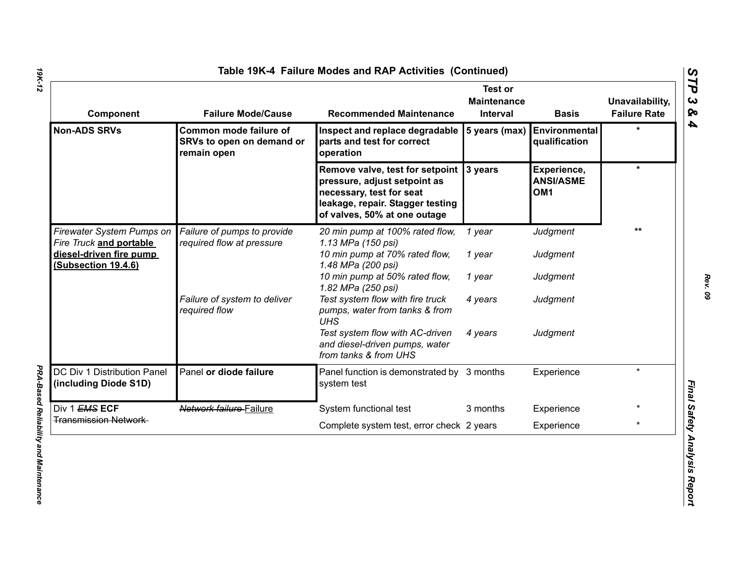## Table 19K-4 Failure Modes and RAP Activities (Continued)

| Component | Failure Mode/Cause | Recommended Maintenance | Test or Maintenance Interval | Basis | Unavailability, Failure Rate |
|---|---|---|---|---|---|
| **Non-ADS SRVs** | **Common mode failure of SRVs to open on demand or remain open** | **Inspect and replace degradable parts and test for correct operation** | **5 years (max)** | **Environmental qualification** | * |
| | | **Remove valve, test for setpoint pressure, adjust setpoint as necessary, test for seat leakage, repair. Stagger testing of valves, 50% at one outage** | **3 years** | **Experience, ANSI/ASME OM1** | * |
| *Firewater System Pumps on Fire Truck* **and portable diesel-driven fire pump (Subsection 19.4.6)** | *Failure of pumps to provide required flow at pressure* | *20 min pump at 100% rated flow, 1.13 MPa (150 psi)* | *1 year* | *Judgment* | ** |
| | | *10 min pump at 70% rated flow, 1.48 MPa (200 psi)* | *1 year* | *Judgment* | |
| | | *10 min pump at 50% rated flow, 1.82 MPa (250 psi)* | *1 year* | *Judgment* | |
| | *Failure of system to deliver required flow* | *Test system flow with fire truck pumps, water from tanks & from UHS* | *4 years* | *Judgment* | |
| | | *Test system flow with AC-driven and diesel-driven pumps, water from tanks & from UHS* | *4 years* | *Judgment* | |
| DC Div 1 Distribution Panel **(including Diode S1D)** | Panel **or diode failure** | Panel function is demonstrated by system test | 3 months | Experience | * |
| Div 1 ~~*EMS*~~ **ECF** ~~Transmission Network~~ | ~~*Network failure*~~ Failure | System functional test | 3 months | Experience | * |
| | | Complete system test, error check | 2 years | Experience | * |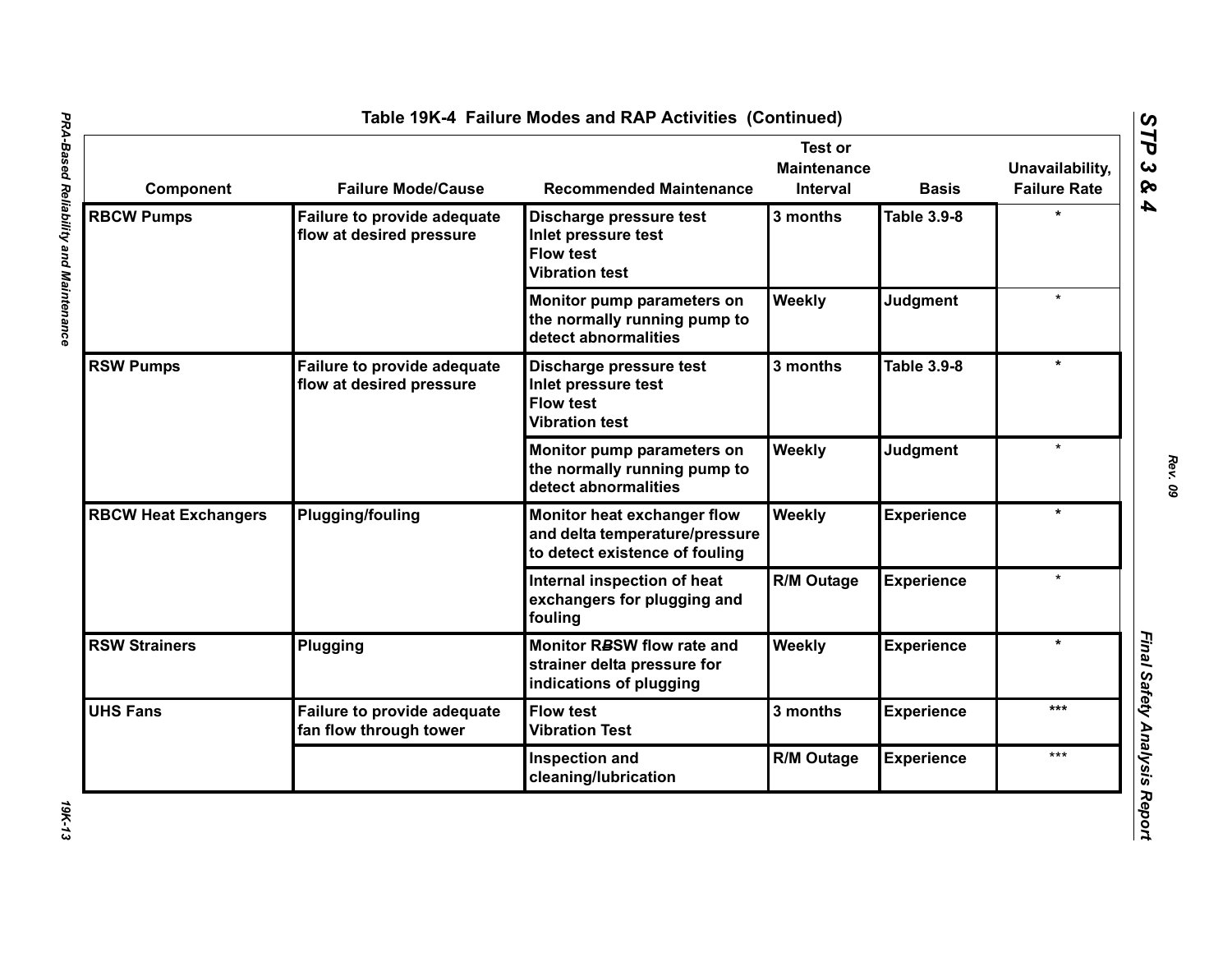## Table 19K-4 Failure Modes and RAP Activities (Continued)

| Component | Failure Mode/Cause | Recommended Maintenance | Test or Maintenance Interval | Basis | Unavailability, Failure Rate |
|---|---|---|---|---|---|
| RBCW Pumps | Failure to provide adequate flow at desired pressure | Discharge pressure test<br>Inlet pressure test<br>Flow test<br>Vibration test | 3 months | Table 3.9-8 | * |
| | | Monitor pump parameters on the normally running pump to detect abnormalities | Weekly | Judgment | * |
| RSW Pumps | Failure to provide adequate flow at desired pressure | Discharge pressure test<br>Inlet pressure test<br>Flow test<br>Vibration test | 3 months | Table 3.9-8 | * |
| | | Monitor pump parameters on the normally running pump to detect abnormalities | Weekly | Judgment | * |
| RBCW Heat Exchangers | Plugging/fouling | Monitor heat exchanger flow and delta temperature/pressure to detect existence of fouling | Weekly | Experience | * |
| | | Internal inspection of heat exchangers for plugging and fouling | R/M Outage | Experience | * |
| RSW Strainers | Plugging | Monitor RSW flow rate and strainer delta pressure for indications of plugging | Weekly | Experience | * |
| UHS Fans | Failure to provide adequate fan flow through tower | Flow test<br>Vibration Test | 3 months | Experience | *** |
| | | Inspection and cleaning/lubrication | R/M Outage | Experience | *** |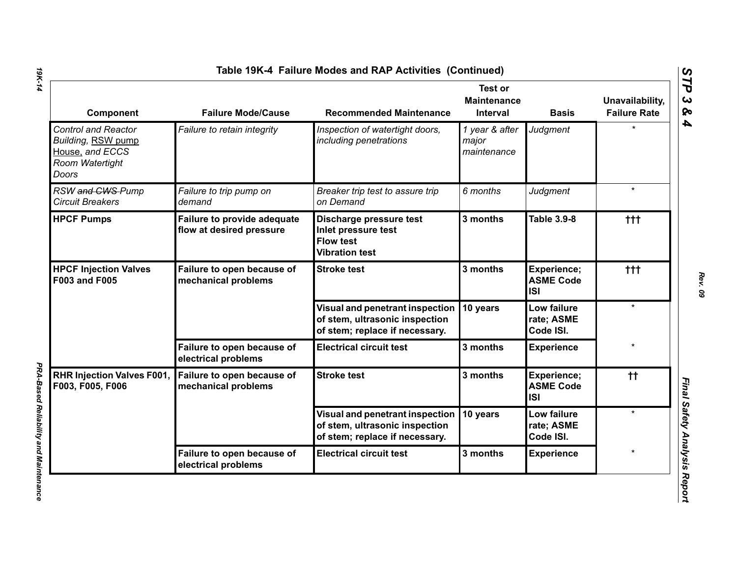# Table 19K-4 Failure Modes and RAP Activities (Continued)

| Component | Failure Mode/Cause | Recommended Maintenance | Test or Maintenance Interval | Basis | Unavailability, Failure Rate |
|---|---|---|---|---|---|
| *Control and Reactor Building, RSW pump House, and ECCS Room Watertight Doors* | *Failure to retain integrity* | *Inspection of watertight doors, including penetrations* | *1 year & after major maintenance* | *Judgment* | * |
| *RSW ~~and CWS~~ Pump Circuit Breakers* | *Failure to trip pump on demand* | *Breaker trip test to assure trip on Demand* | *6 months* | *Judgment* | * |
| **HPCF Pumps** | **Failure to provide adequate flow at desired pressure** | **Discharge pressure test**<br>**Inlet pressure test**<br>**Flow test**<br>**Vibration test** | **3 months** | **Table 3.9-8** | **†††** |
| **HPCF Injection Valves F003 and F005** | **Failure to open because of mechanical problems** | **Stroke test** | **3 months** | **Experience; ASME Code ISI** | **†††** |
| | | **Visual and penetrant inspection of stem, ultrasonic inspection of stem; replace if necessary.** | **10 years** | **Low failure rate; ASME Code ISI.** | * |
| | **Failure to open because of electrical problems** | **Electrical circuit test** | **3 months** | **Experience** | * |
| **RHR Injection Valves F001, F003, F005, F006** | **Failure to open because of mechanical problems** | **Stroke test** | **3 months** | **Experience; ASME Code ISI** | **††** |
| | | **Visual and penetrant inspection of stem, ultrasonic inspection of stem; replace if necessary.** | **10 years** | **Low failure rate; ASME Code ISI.** | * |
| | **Failure to open because of electrical problems** | **Electrical circuit test** | **3 months** | **Experience** | * |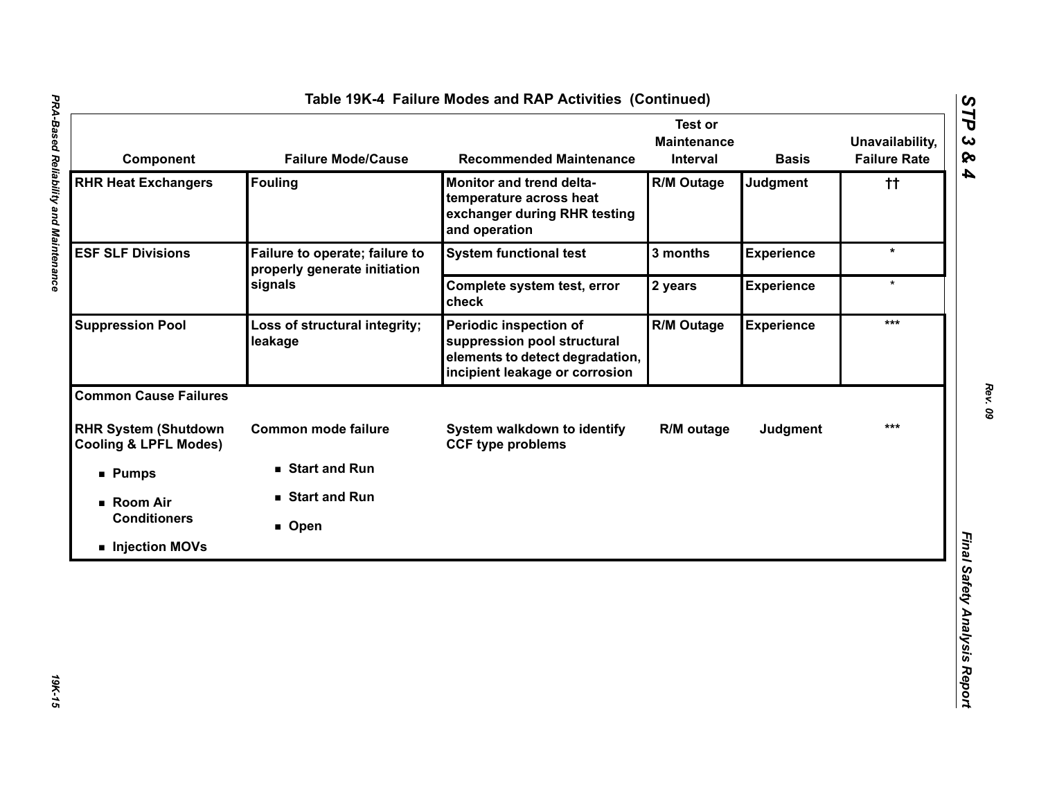# Table 19K-4 Failure Modes and RAP Activities (Continued)

| Component | Failure Mode/Cause | Recommended Maintenance | Test or Maintenance Interval | Basis | Unavailability, Failure Rate |
|---|---|---|---|---|---|
| RHR Heat Exchangers | Fouling | Monitor and trend delta-temperature across heat exchanger during RHR testing and operation | R/M Outage | Judgment | †† |
| ESF SLF Divisions | Failure to operate; failure to properly generate initiation signals | System functional test | 3 months | Experience | * |
| | | Complete system test, error check | 2 years | Experience | * |
| Suppression Pool | Loss of structural integrity; leakage | Periodic inspection of suppression pool structural elements to detect degradation, incipient leakage or corrosion | R/M Outage | Experience | *** |
| **Common Cause Failures** | | | | | |
| RHR System (Shutdown Cooling & LPFL Modes)<br>■ Pumps<br>■ Room Air Conditioners<br>■ Injection MOVs | Common mode failure<br>■ Start and Run<br>■ Start and Run<br>■ Open | System walkdown to identify CCF type problems | R/M outage | Judgment | *** |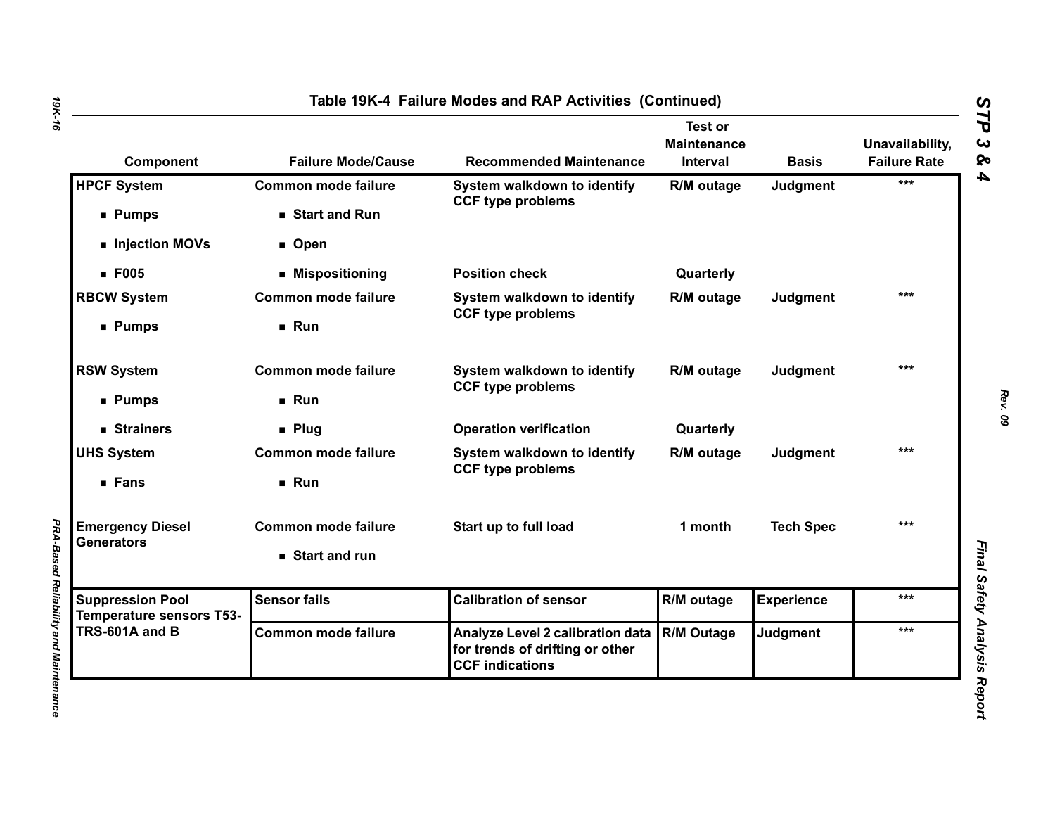**Table 19K-4 Failure Modes and RAP Activities (Continued)**

| Component | Failure Mode/Cause | Recommended Maintenance | Test or Maintenance Interval | Basis | Unavailability, Failure Rate |
|---|---|---|---|---|---|
| **HPCF System** | **Common mode failure** | **System walkdown to identify CCF type problems** | **R/M outage** | **Judgment** | *** |
| ■ **Pumps** | ■ **Start and Run** | | | | |
| ■ **Injection MOVs** | ■ **Open** | | | | |
| ■ **F005** | ■ **Mispositioning** | **Position check** | **Quarterly** | | |
| **RBCW System** | **Common mode failure** | **System walkdown to identify CCF type problems** | **R/M outage** | **Judgment** | *** |
| ■ **Pumps** | ■ **Run** | | | | |
| **RSW System** | **Common mode failure** | **System walkdown to identify CCF type problems** | **R/M outage** | **Judgment** | *** |
| ■ **Pumps** | ■ **Run** | | | | |
| ■ **Strainers** | ■ **Plug** | **Operation verification** | **Quarterly** | | |
| **UHS System** | **Common mode failure** | **System walkdown to identify CCF type problems** | **R/M outage** | **Judgment** | *** |
| ■ **Fans** | ■ **Run** | | | | |
| **Emergency Diesel Generators** | **Common mode failure** | **Start up to full load** | **1 month** | **Tech Spec** | *** |
| | ■ **Start and run** | | | | |
| **Suppression Pool Temperature sensors T53-TRS-601A and B** | **Sensor fails** | **Calibration of sensor** | **R/M outage** | **Experience** | *** |
| | **Common mode failure** | **Analyze Level 2 calibration data for trends of drifting or other CCF indications** | **R/M Outage** | **Judgment** | *** |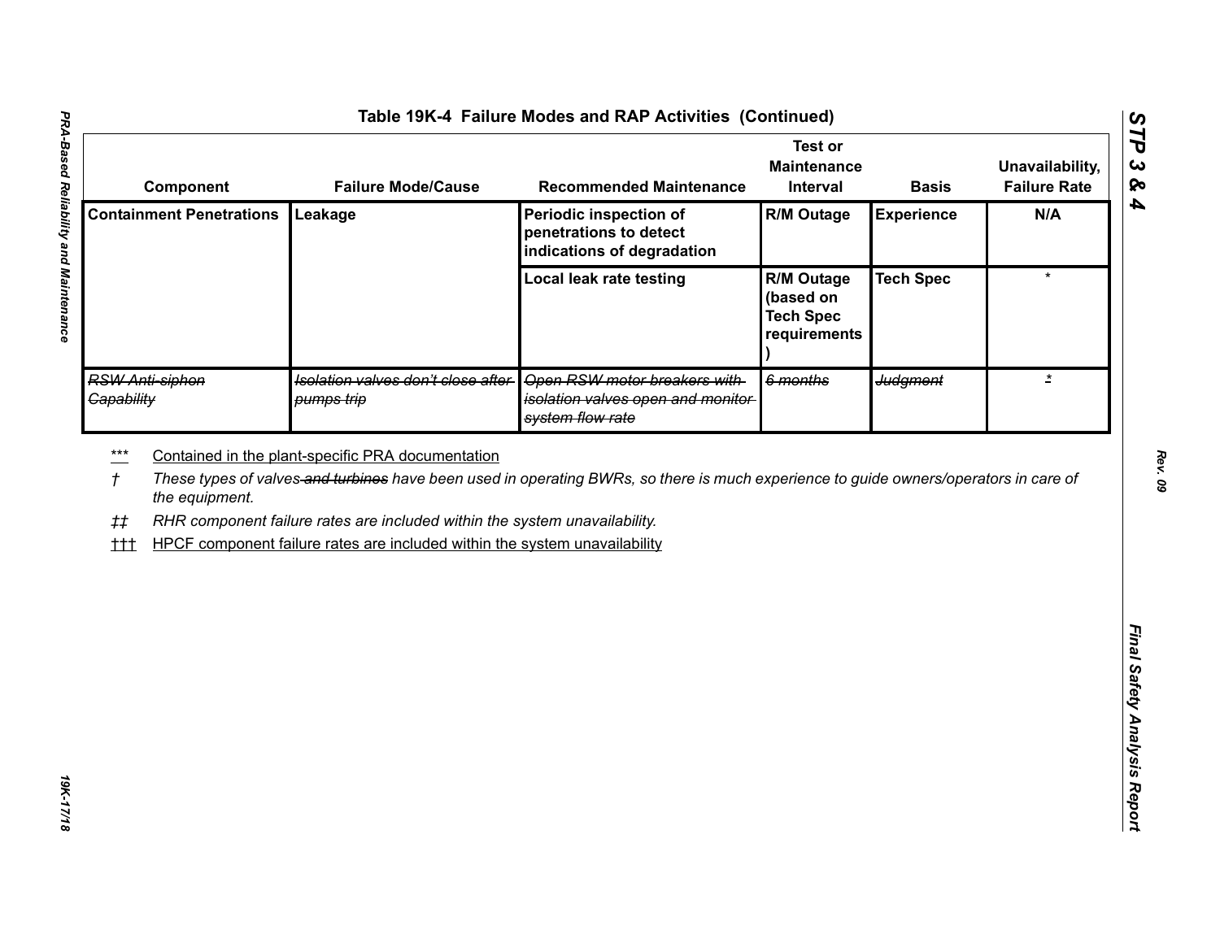## Table 19K-4 Failure Modes and RAP Activities (Continued)

| Component | Failure Mode/Cause | Recommended Maintenance | Test or Maintenance Interval | Basis | Unavailability, Failure Rate |
|---|---|---|---|---|---|
| **Containment Penetrations** | **Leakage** | **Periodic inspection of penetrations to detect indications of degradation** | **R/M Outage** | **Experience** | **N/A** |
| | | **Local leak rate testing** | **R/M Outage (based on Tech Spec requirements)** | **Tech Spec** | * |
| ~~*RSW Anti-siphon Capability*~~ | ~~*Isolation valves don't close after pumps trip*~~ | ~~*Open RSW motor breakers with isolation valves open and monitor system flow rate*~~ | ~~*6 months*~~ | ~~*Judgment*~~ | ~~*~~ |

\*\*\* Contained in the plant-specific PRA documentation

† *These types of valves ~~and turbines~~ have been used in operating BWRs, so there is much experience to guide owners/operators in care of the equipment.*

‡‡ *RHR component failure rates are included within the system unavailability.*

††† HPCF component failure rates are included within the system unavailability